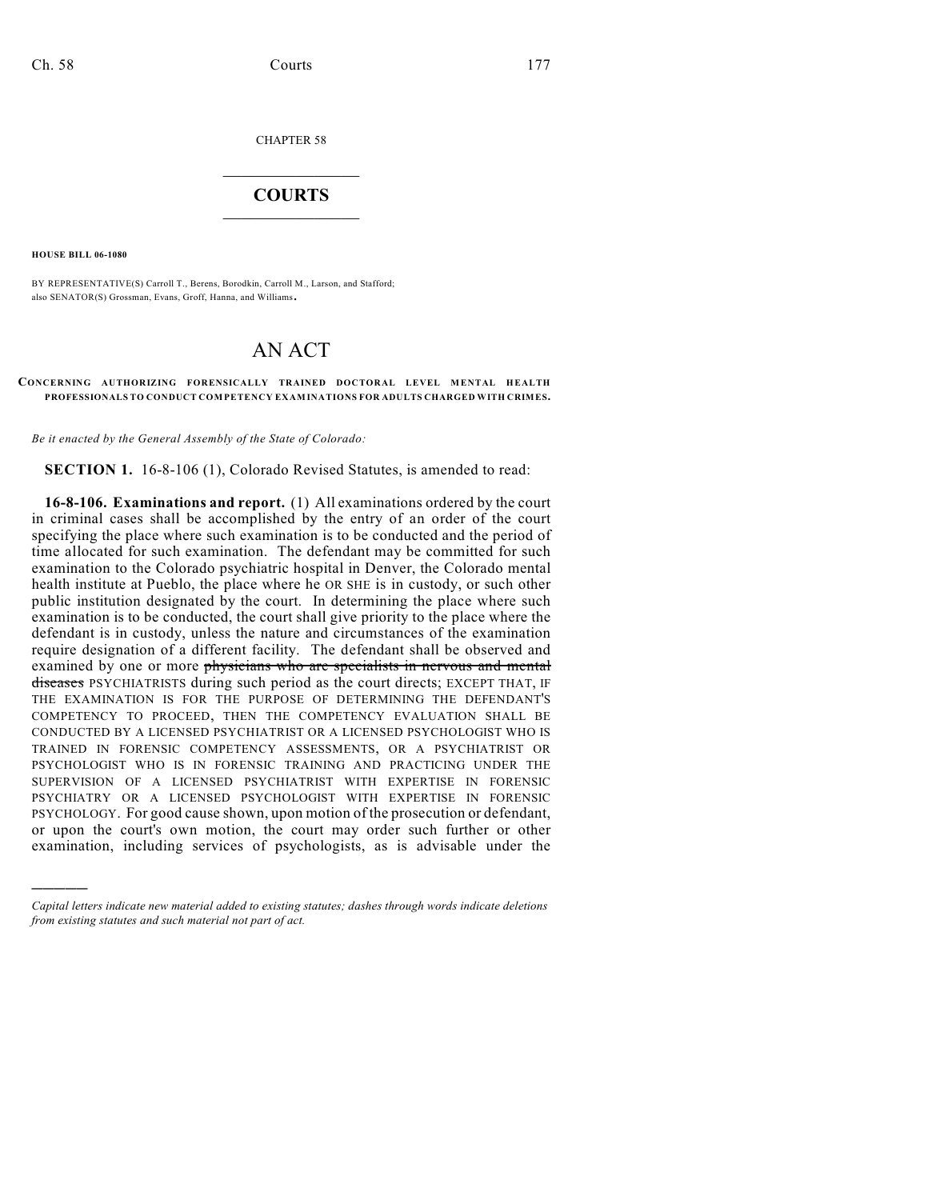CHAPTER 58

# COURTS

**HOUSE BILL 06-1080**

BY REPRESENTATIVE(S) Carroll T., Berens, Borodkin, Carroll M., Larson, and Stafford; also SENATOR(S) Grossman, Evans, Groff, Hanna, and Williams.

# AN ACT

**CONCERNING AUTHORIZING FORENSICALLY TRAINED DOCTORAL LEVEL MENTAL HEALTH PROFESSIONALS TO CONDUCT COMPETENCY EXAMINATIONS FOR ADULTS CHARGED WITH CRIMES.**

*Be it enacted by the General Assembly of the State of Colorado:*

**SECTION 1.** 16-8-106 (1), Colorado Revised Statutes, is amended to read:

**16-8-106. Examinations and report.** (1) All examinations ordered by the court in criminal cases shall be accomplished by the entry of an order of the court specifying the place where such examination is to be conducted and the period of time allocated for such examination. The defendant may be committed for such examination to the Colorado psychiatric hospital in Denver, the Colorado mental health institute at Pueblo, the place where he OR SHE is in custody, or such other public institution designated by the court. In determining the place where such examination is to be conducted, the court shall give priority to the place where the defendant is in custody, unless the nature and circumstances of the examination require designation of a different facility. The defendant shall be observed and examined by one or more ~~physicians who are specialists in nervous and mental diseases~~ PSYCHIATRISTS during such period as the court directs; EXCEPT THAT, IF THE EXAMINATION IS FOR THE PURPOSE OF DETERMINING THE DEFENDANT'S COMPETENCY TO PROCEED, THEN THE COMPETENCY EVALUATION SHALL BE CONDUCTED BY A LICENSED PSYCHIATRIST OR A LICENSED PSYCHOLOGIST WHO IS TRAINED IN FORENSIC COMPETENCY ASSESSMENTS, OR A PSYCHIATRIST OR PSYCHOLOGIST WHO IS IN FORENSIC TRAINING AND PRACTICING UNDER THE SUPERVISION OF A LICENSED PSYCHIATRIST WITH EXPERTISE IN FORENSIC PSYCHIATRY OR A LICENSED PSYCHOLOGIST WITH EXPERTISE IN FORENSIC PSYCHOLOGY. For good cause shown, upon motion of the prosecution or defendant, or upon the court's own motion, the court may order such further or other examination, including services of psychologists, as is advisable under the

---

*Capital letters indicate new material added to existing statutes; dashes through words indicate deletions from existing statutes and such material not part of act.*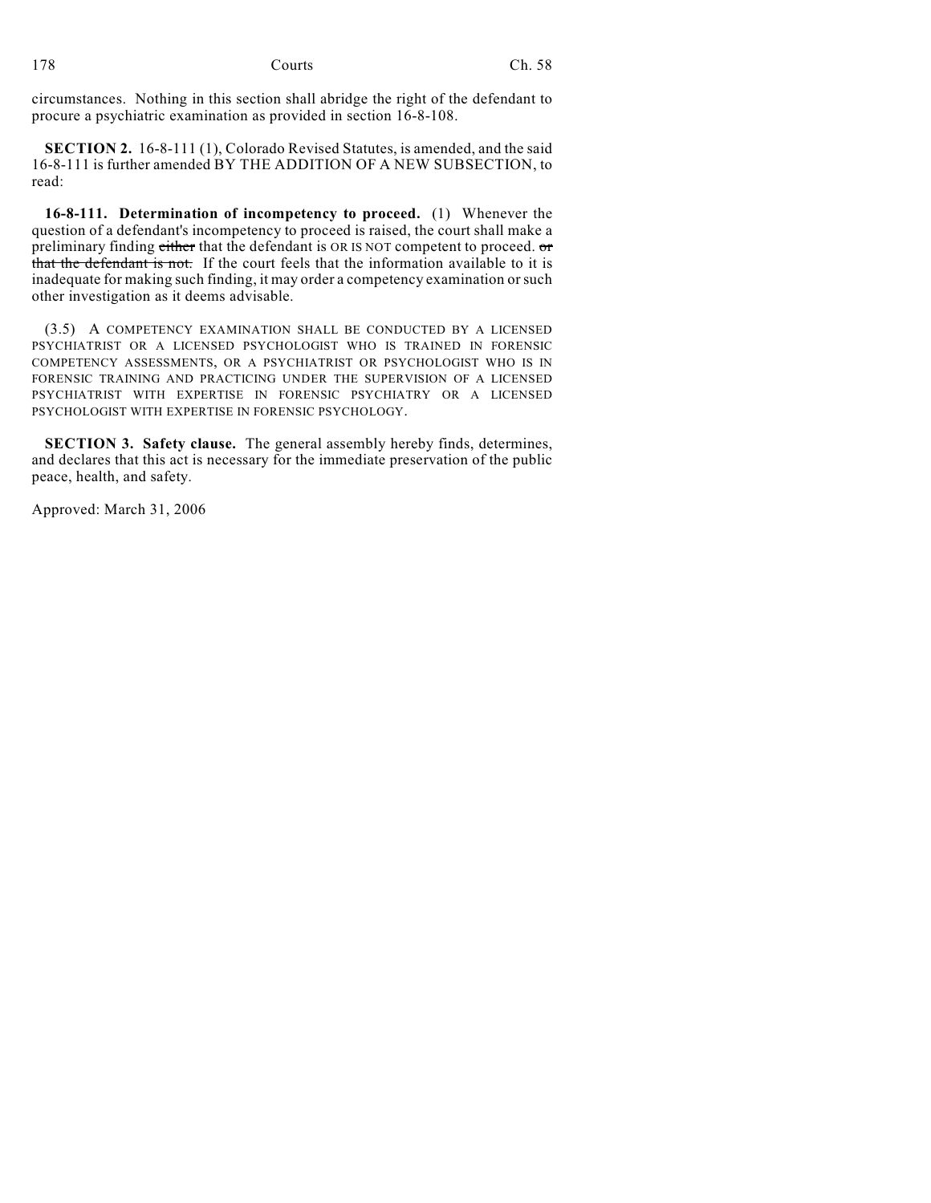circumstances. Nothing in this section shall abridge the right of the defendant to procure a psychiatric examination as provided in section 16-8-108.

**SECTION 2.** 16-8-111 (1), Colorado Revised Statutes, is amended, and the said 16-8-111 is further amended BY THE ADDITION OF A NEW SUBSECTION, to read:

**16-8-111. Determination of incompetency to proceed.** (1) Whenever the question of a defendant's incompetency to proceed is raised, the court shall make a preliminary finding ~~either~~ that the defendant is OR IS NOT competent to proceed. ~~or that the defendant is not.~~ If the court feels that the information available to it is inadequate for making such finding, it may order a competency examination or such other investigation as it deems advisable.

(3.5) A COMPETENCY EXAMINATION SHALL BE CONDUCTED BY A LICENSED PSYCHIATRIST OR A LICENSED PSYCHOLOGIST WHO IS TRAINED IN FORENSIC COMPETENCY ASSESSMENTS, OR A PSYCHIATRIST OR PSYCHOLOGIST WHO IS IN FORENSIC TRAINING AND PRACTICING UNDER THE SUPERVISION OF A LICENSED PSYCHIATRIST WITH EXPERTISE IN FORENSIC PSYCHIATRY OR A LICENSED PSYCHOLOGIST WITH EXPERTISE IN FORENSIC PSYCHOLOGY.

**SECTION 3. Safety clause.** The general assembly hereby finds, determines, and declares that this act is necessary for the immediate preservation of the public peace, health, and safety.

Approved: March 31, 2006